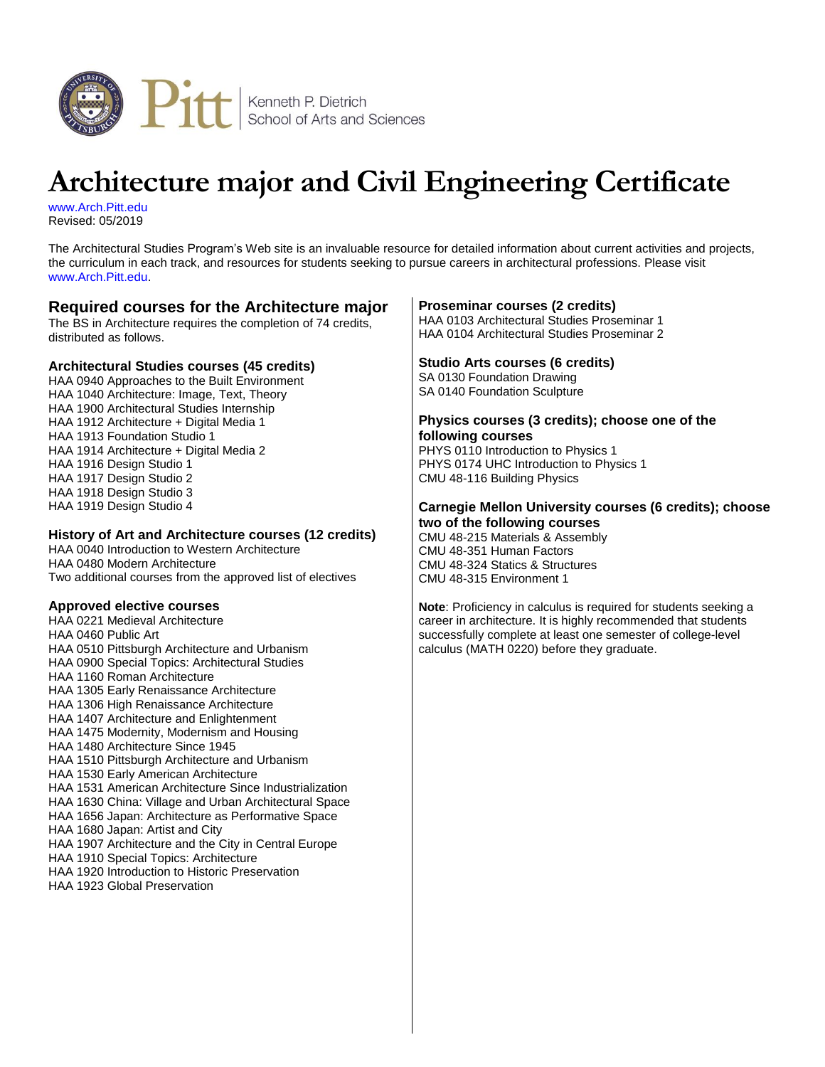Kenneth P. Dietrich School of Arts and Sciences

# Architecture major and Civil Engineering Certificate

www.Arch.Pitt.edu
Revised: 05/2019

The Architectural Studies Program's Web site is an invaluable resource for detailed information about current activities and projects, the curriculum in each track, and resources for students seeking to pursue careers in architectural professions. Please visit www.Arch.Pitt.edu.

## Required courses for the Architecture major

The BS in Architecture requires the completion of 74 credits, distributed as follows.

### Architectural Studies courses (45 credits)

HAA 0940 Approaches to the Built Environment
HAA 1040 Architecture: Image, Text, Theory
HAA 1900 Architectural Studies Internship
HAA 1912 Architecture + Digital Media 1
HAA 1913 Foundation Studio 1
HAA 1914 Architecture + Digital Media 2
HAA 1916 Design Studio 1
HAA 1917 Design Studio 2
HAA 1918 Design Studio 3
HAA 1919 Design Studio 4

### History of Art and Architecture courses (12 credits)

HAA 0040 Introduction to Western Architecture
HAA 0480 Modern Architecture
Two additional courses from the approved list of electives

### Approved elective courses

HAA 0221 Medieval Architecture
HAA 0460 Public Art
HAA 0510 Pittsburgh Architecture and Urbanism
HAA 0900 Special Topics: Architectural Studies
HAA 1160 Roman Architecture
HAA 1305 Early Renaissance Architecture
HAA 1306 High Renaissance Architecture
HAA 1407 Architecture and Enlightenment
HAA 1475 Modernity, Modernism and Housing
HAA 1480 Architecture Since 1945
HAA 1510 Pittsburgh Architecture and Urbanism
HAA 1530 Early American Architecture
HAA 1531 American Architecture Since Industrialization
HAA 1630 China: Village and Urban Architectural Space
HAA 1656 Japan: Architecture as Performative Space
HAA 1680 Japan: Artist and City
HAA 1907 Architecture and the City in Central Europe
HAA 1910 Special Topics: Architecture
HAA 1920 Introduction to Historic Preservation
HAA 1923 Global Preservation

### Proseminar courses (2 credits)

HAA 0103 Architectural Studies Proseminar 1
HAA 0104 Architectural Studies Proseminar 2

### Studio Arts courses (6 credits)

SA 0130 Foundation Drawing
SA 0140 Foundation Sculpture

### Physics courses (3 credits); choose one of the following courses

PHYS 0110 Introduction to Physics 1
PHYS 0174 UHC Introduction to Physics 1
CMU 48-116 Building Physics

### Carnegie Mellon University courses (6 credits); choose two of the following courses

CMU 48-215 Materials & Assembly
CMU 48-351 Human Factors
CMU 48-324 Statics & Structures
CMU 48-315 Environment 1

**Note**: Proficiency in calculus is required for students seeking a career in architecture. It is highly recommended that students successfully complete at least one semester of college-level calculus (MATH 0220) before they graduate.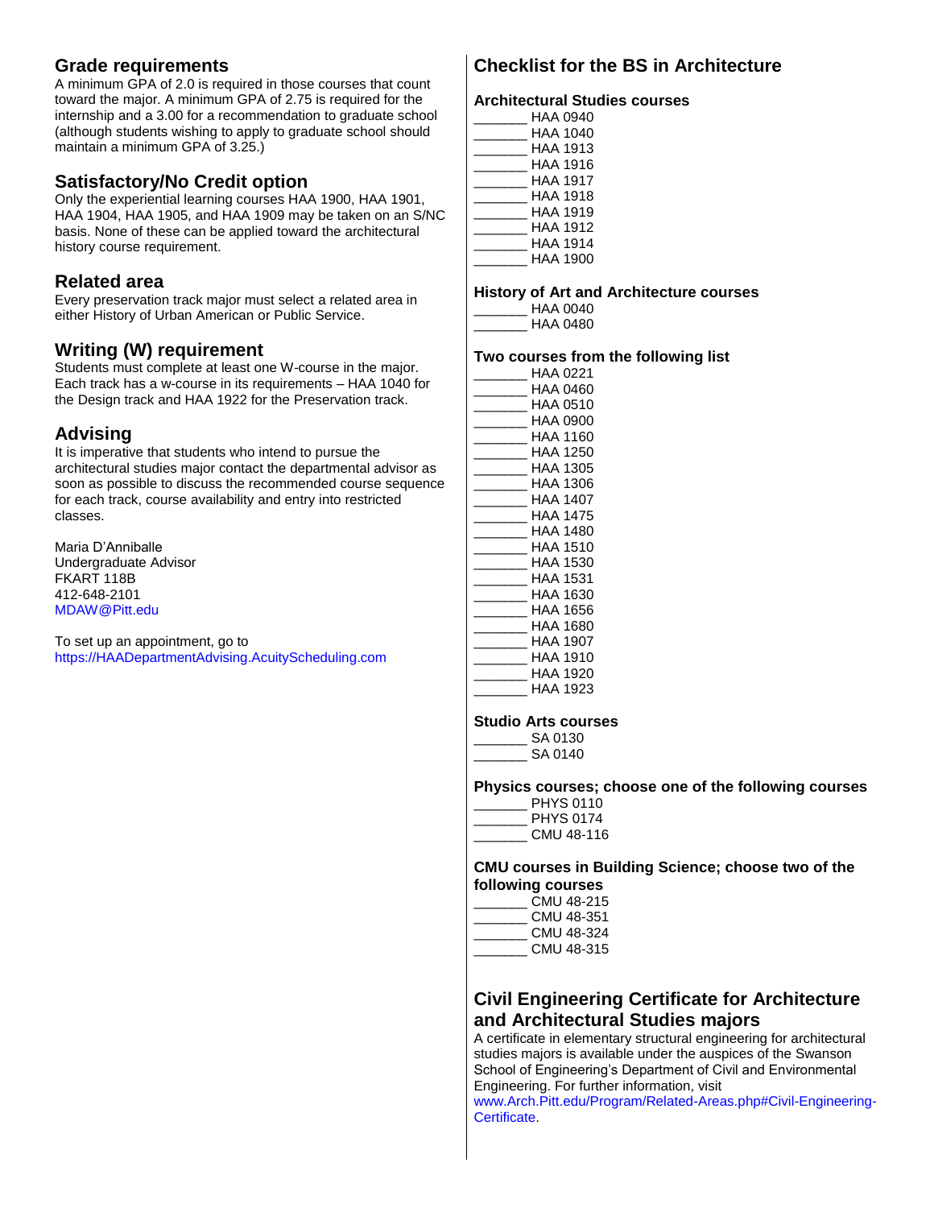## Grade requirements

A minimum GPA of 2.0 is required in those courses that count toward the major. A minimum GPA of 2.75 is required for the internship and a 3.00 for a recommendation to graduate school (although students wishing to apply to graduate school should maintain a minimum GPA of 3.25.)

## Satisfactory/No Credit option

Only the experiential learning courses HAA 1900, HAA 1901, HAA 1904, HAA 1905, and HAA 1909 may be taken on an S/NC basis. None of these can be applied toward the architectural history course requirement.

## Related area

Every preservation track major must select a related area in either History of Urban American or Public Service.

## Writing (W) requirement

Students must complete at least one W-course in the major. Each track has a w-course in its requirements – HAA 1040 for the Design track and HAA 1922 for the Preservation track.

## Advising

It is imperative that students who intend to pursue the architectural studies major contact the departmental advisor as soon as possible to discuss the recommended course sequence for each track, course availability and entry into restricted classes.

Maria D'Anniballe
Undergraduate Advisor
FKART 118B
412-648-2101
MDAW@Pitt.edu

To set up an appointment, go to
https://HAADepartmentAdvising.AcuityScheduling.com

## Checklist for the BS in Architecture

### Architectural Studies courses

_______ HAA 0940
_______ HAA 1040
_______ HAA 1913
_______ HAA 1916
_______ HAA 1917
_______ HAA 1918
_______ HAA 1919
_______ HAA 1912
_______ HAA 1914
_______ HAA 1900

### History of Art and Architecture courses

_______ HAA 0040
_______ HAA 0480

### Two courses from the following list

_______ HAA 0221
_______ HAA 0460
_______ HAA 0510
_______ HAA 0900
_______ HAA 1160
_______ HAA 1250
_______ HAA 1305
_______ HAA 1306
_______ HAA 1407
_______ HAA 1475
_______ HAA 1480
_______ HAA 1510
_______ HAA 1530
_______ HAA 1531
_______ HAA 1630
_______ HAA 1656
_______ HAA 1680
_______ HAA 1907
_______ HAA 1910
_______ HAA 1920
_______ HAA 1923

### Studio Arts courses

_______ SA 0130
_______ SA 0140

### Physics courses; choose one of the following courses

_______ PHYS 0110
_______ PHYS 0174
_______ CMU 48-116

### CMU courses in Building Science; choose two of the following courses

_______ CMU 48-215
_______ CMU 48-351
_______ CMU 48-324
_______ CMU 48-315

## Civil Engineering Certificate for Architecture and Architectural Studies majors

A certificate in elementary structural engineering for architectural studies majors is available under the auspices of the Swanson School of Engineering's Department of Civil and Environmental Engineering. For further information, visit www.Arch.Pitt.edu/Program/Related-Areas.php#Civil-Engineering-Certificate.